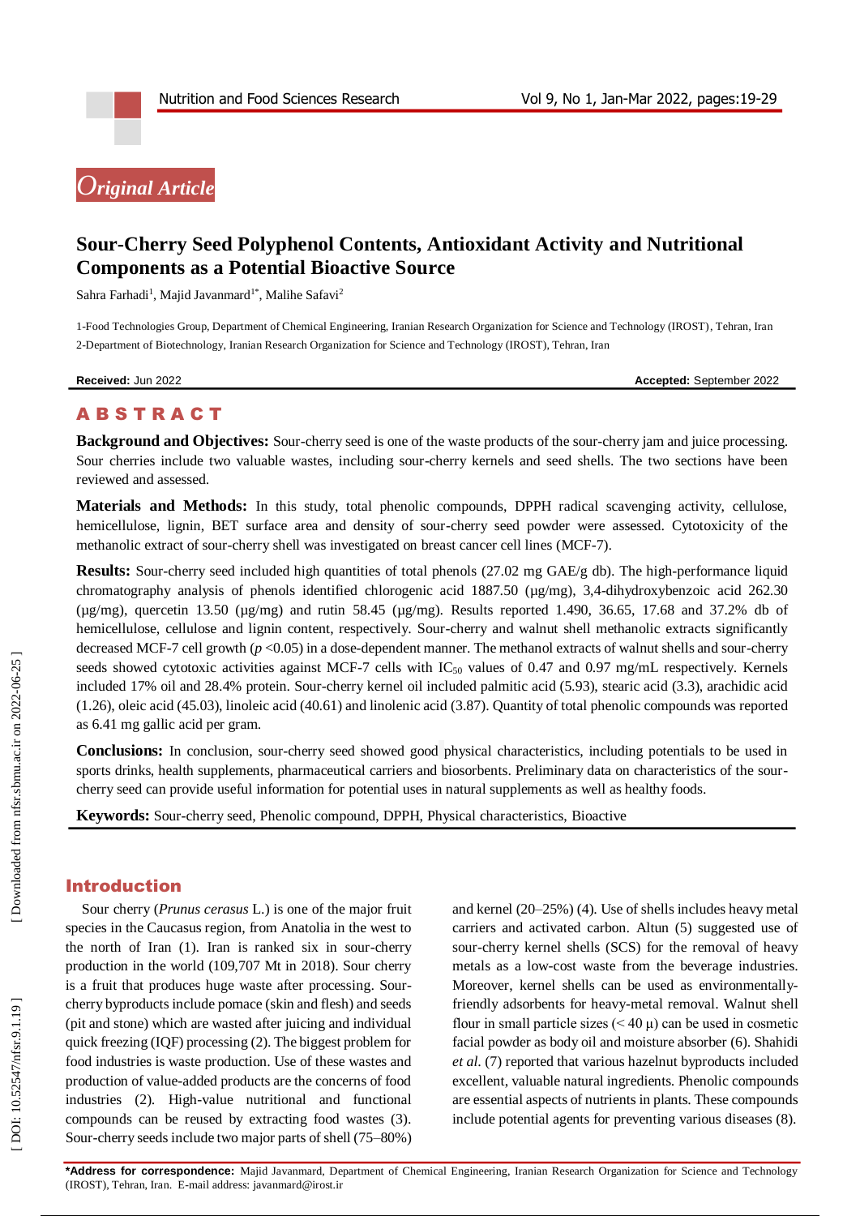*Original Article*

# Sour-Cherry Seed Polyphenol Contents, Antioxidant Activity and Nutritional Components as a Potential Bioactive Source

Sahra Farhadi[1], Majid Javanmard[1*], Malihe Safavi[2]

1-Food Technologies Group, Department of Chemical Engineering, Iranian Research Organization for Science and Technology (IROST), Tehran, Iran
2-Department of Biotechnology, Iranian Research Organization for Science and Technology (IROST), Tehran, Iran

**Received:** Jun 2022 **Accepted:** September 2022

## ABSTRACT

**Background and Objectives:** Sour-cherry seed is one of the waste products of the sour-cherry jam and juice processing. Sour cherries include two valuable wastes, including sour-cherry kernels and seed shells. The two sections have been reviewed and assessed.

**Materials and Methods:** In this study, total phenolic compounds, DPPH radical scavenging activity, cellulose, hemicellulose, lignin, BET surface area and density of sour-cherry seed powder were assessed. Cytotoxicity of the methanolic extract of sour-cherry shell was investigated on breast cancer cell lines (MCF-7).

**Results:** Sour-cherry seed included high quantities of total phenols (27.02 mg GAE/g db). The high-performance liquid chromatography analysis of phenols identified chlorogenic acid 1887.50 (µg/mg), 3,4-dihydroxybenzoic acid 262.30 (µg/mg), quercetin 13.50 (µg/mg) and rutin 58.45 (µg/mg). Results reported 1.490, 36.65, 17.68 and 37.2% db of hemicellulose, cellulose and lignin content, respectively. Sour-cherry and walnut shell methanolic extracts significantly decreased MCF-7 cell growth ($p<0.05$) in a dose-dependent manner. The methanol extracts of walnut shells and sour-cherry seeds showed cytotoxic activities against MCF-7 cells with $IC_{50}$ values of 0.47 and 0.97 mg/mL respectively. Kernels included 17% oil and 28.4% protein. Sour-cherry kernel oil included palmitic acid (5.93), stearic acid (3.3), arachidic acid (1.26), oleic acid (45.03), linoleic acid (40.61) and linolenic acid (3.87). Quantity of total phenolic compounds was reported as 6.41 mg gallic acid per gram.

**Conclusions:** In conclusion, sour-cherry seed showed good physical characteristics, including potentials to be used in sports drinks, health supplements, pharmaceutical carriers and biosorbents. Preliminary data on characteristics of the sour-cherry seed can provide useful information for potential uses in natural supplements as well as healthy foods.

**Keywords:** Sour-cherry seed, Phenolic compound, DPPH, Physical characteristics, Bioactive

## Introduction

Sour cherry (*Prunus cerasus* L.) is one of the major fruit species in the Caucasus region, from Anatolia in the west to the north of Iran (1). Iran is ranked six in sour-cherry production in the world (109,707 Mt in 2018). Sour cherry is a fruit that produces huge waste after processing. Sour-cherry byproducts include pomace (skin and flesh) and seeds (pit and stone) which are wasted after juicing and individual quick freezing (IQF) processing (2). The biggest problem for food industries is waste production. Use of these wastes and production of value-added products are the concerns of food industries (2). High-value nutritional and functional compounds can be reused by extracting food wastes (3). Sour-cherry seeds include two major parts of shell (75–80%) and kernel (20–25%) (4). Use of shells includes heavy metal carriers and activated carbon. Altun (5) suggested use of sour-cherry kernel shells (SCS) for the removal of heavy metals as a low-cost waste from the beverage industries. Moreover, kernel shells can be used as environmentally-friendly adsorbents for heavy-metal removal. Walnut shell flour in small particle sizes (< 40 µ) can be used in cosmetic facial powder as body oil and moisture absorber (6). Shahidi *et al.* (7) reported that various hazelnut byproducts included excellent, valuable natural ingredients. Phenolic compounds are essential aspects of nutrients in plants. These compounds include potential agents for preventing various diseases (8).

**\*Address for correspondence:** Majid Javanmard, Department of Chemical Engineering, Iranian Research Organization for Science and Technology (IROST), Tehran, Iran. E-mail address: javanmard@irost.ir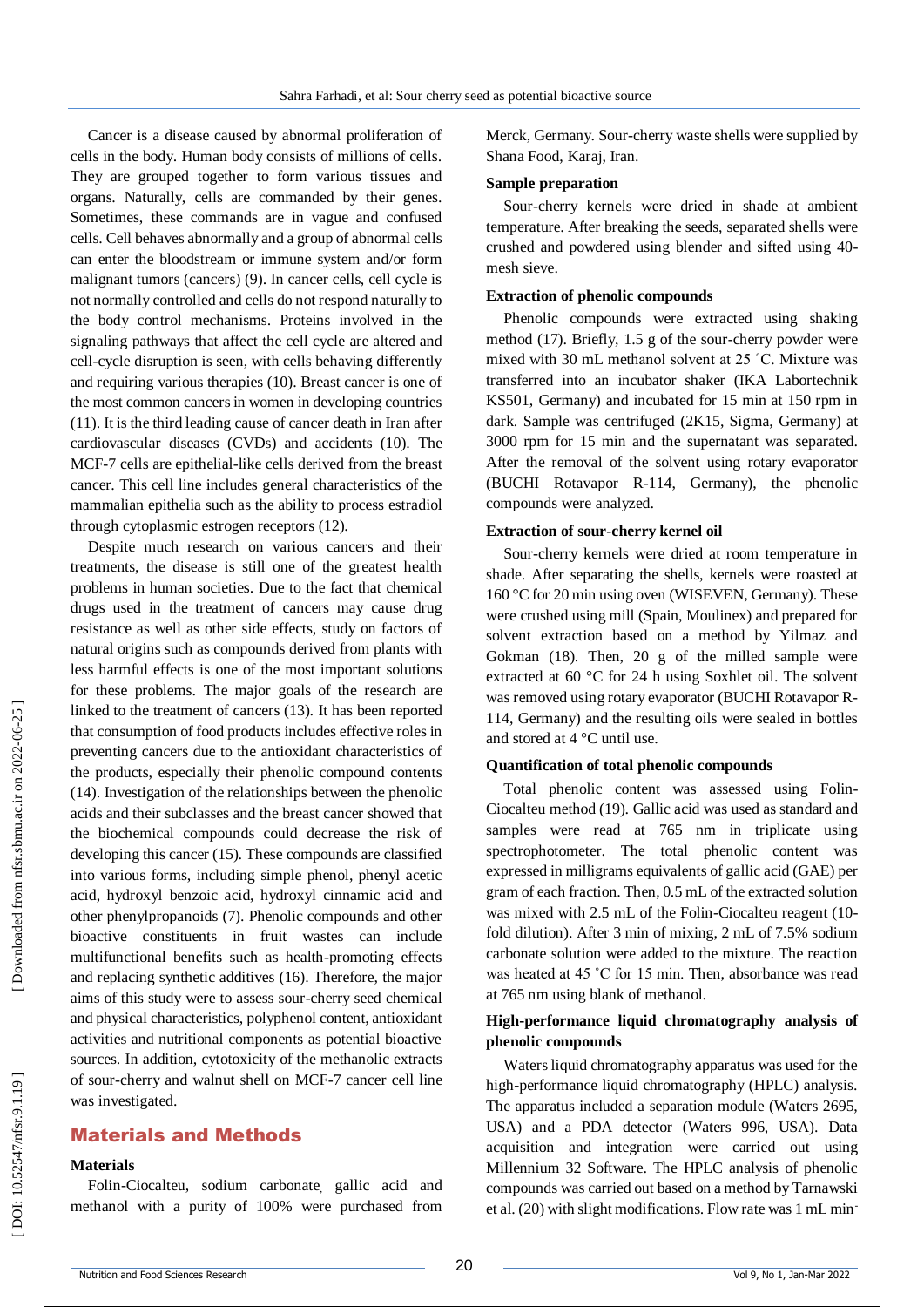Cancer is a disease caused by abnormal proliferation of cells in the body. Human body consists of millions of cells. They are grouped together to form various tissues and organs. Naturally, cells are commanded by their genes. Sometimes, these commands are in vague and confused cells. Cell behaves abnormally and a group of abnormal cells can enter the bloodstream or immune system and/or form malignant tumors (cancers) (9). In cancer cells, cell cycle is not normally controlled and cells do not respond naturally to the body control mechanisms. Proteins involved in the signaling pathways that affect the cell cycle are altered and cell-cycle disruption is seen, with cells behaving differently and requiring various therapies (10). Breast cancer is one of the most common cancers in women in developing countries (11). It is the third leading cause of cancer death in Iran after cardiovascular diseases (CVDs) and accidents (10). The MCF-7 cells are epithelial-like cells derived from the breast cancer. This cell line includes general characteristics of the mammalian epithelia such as the ability to process estradiol through cytoplasmic estrogen receptors (12).

Despite much research on various cancers and their treatments, the disease is still one of the greatest health problems in human societies. Due to the fact that chemical drugs used in the treatment of cancers may cause drug resistance as well as other side effects, study on factors of natural origins such as compounds derived from plants with less harmful effects is one of the most important solutions for these problems. The major goals of the research are linked to the treatment of cancers (13). It has been reported that consumption of food products includes effective roles in preventing cancers due to the antioxidant characteristics of the products, especially their phenolic compound contents (14). Investigation of the relationships between the phenolic acids and their subclasses and the breast cancer showed that the biochemical compounds could decrease the risk of developing this cancer (15). These compounds are classified into various forms, including simple phenol, phenyl acetic acid, hydroxyl benzoic acid, hydroxyl cinnamic acid and other phenylpropanoids (7). Phenolic compounds and other bioactive constituents in fruit wastes can include multifunctional benefits such as health-promoting effects and replacing synthetic additives (16). Therefore, the major aims of this study were to assess sour-cherry seed chemical and physical characteristics, polyphenol content, antioxidant activities and nutritional components as potential bioactive sources. In addition, cytotoxicity of the methanolic extracts of sour-cherry and walnut shell on MCF-7 cancer cell line was investigated.

## Materials and Methods

### Materials

Folin-Ciocalteu, sodium carbonate, gallic acid and methanol with a purity of 100% were purchased from Merck, Germany. Sour-cherry waste shells were supplied by Shana Food, Karaj, Iran.

### Sample preparation

Sour-cherry kernels were dried in shade at ambient temperature. After breaking the seeds, separated shells were crushed and powdered using blender and sifted using 40-mesh sieve.

### Extraction of phenolic compounds

Phenolic compounds were extracted using shaking method (17). Briefly, 1.5 g of the sour-cherry powder were mixed with 30 mL methanol solvent at 25 ˚C. Mixture was transferred into an incubator shaker (IKA Labortechnik KS501, Germany) and incubated for 15 min at 150 rpm in dark. Sample was centrifuged (2K15, Sigma, Germany) at 3000 rpm for 15 min and the supernatant was separated. After the removal of the solvent using rotary evaporator (BUCHI Rotavapor R-114, Germany), the phenolic compounds were analyzed.

### Extraction of sour-cherry kernel oil

Sour-cherry kernels were dried at room temperature in shade. After separating the shells, kernels were roasted at 160 °C for 20 min using oven (WISEVEN, Germany). These were crushed using mill (Spain, Moulinex) and prepared for solvent extraction based on a method by Yilmaz and Gokman (18). Then, 20 g of the milled sample were extracted at 60 °C for 24 h using Soxhlet oil. The solvent was removed using rotary evaporator (BUCHI Rotavapor R-114, Germany) and the resulting oils were sealed in bottles and stored at 4 °C until use.

### Quantification of total phenolic compounds

Total phenolic content was assessed using Folin-Ciocalteu method (19). Gallic acid was used as standard and samples were read at 765 nm in triplicate using spectrophotometer. The total phenolic content was expressed in milligrams equivalents of gallic acid (GAE) per gram of each fraction. Then, 0.5 mL of the extracted solution was mixed with 2.5 mL of the Folin-Ciocalteu reagent (10-fold dilution). After 3 min of mixing, 2 mL of 7.5% sodium carbonate solution were added to the mixture. The reaction was heated at 45 ˚C for 15 min. Then, absorbance was read at 765 nm using blank of methanol.

### High-performance liquid chromatography analysis of phenolic compounds

Waters liquid chromatography apparatus was used for the high-performance liquid chromatography (HPLC) analysis. The apparatus included a separation module (Waters 2695, USA) and a PDA detector (Waters 996, USA). Data acquisition and integration were carried out using Millennium 32 Software. The HPLC analysis of phenolic compounds was carried out based on a method by Tarnawski et al. (20) with slight modifications. Flow rate was 1 mL min-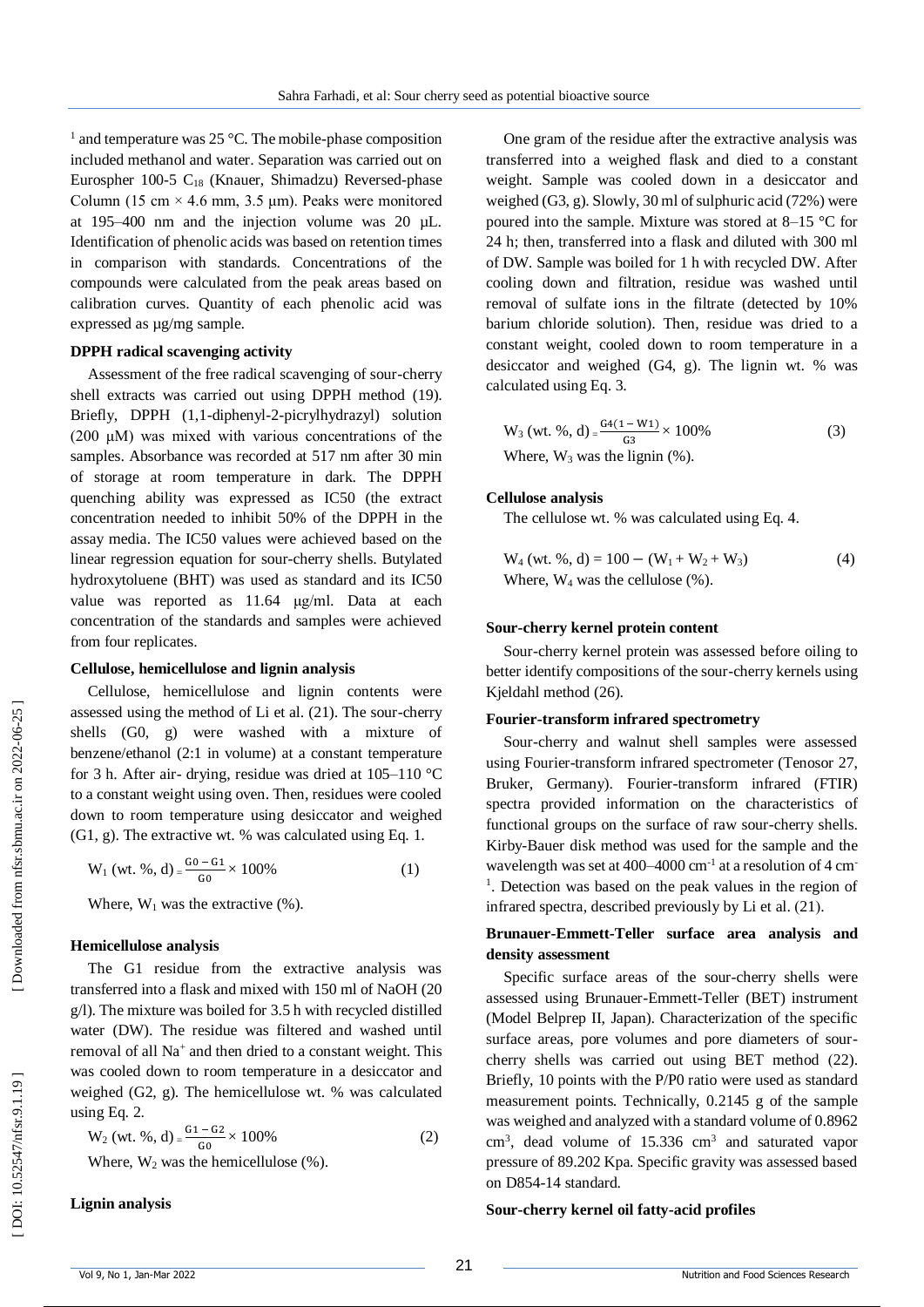[1] and temperature was 25 °C. The mobile-phase composition included methanol and water. Separation was carried out on Eurospher 100-5 $C_{18}$ (Knauer, Shimadzu) Reversed-phase Column (15 cm × 4.6 mm, 3.5 µm). Peaks were monitored at 195–400 nm and the injection volume was 20 µL. Identification of phenolic acids was based on retention times in comparison with standards. Concentrations of the compounds were calculated from the peak areas based on calibration curves. Quantity of each phenolic acid was expressed as µg/mg sample.

**DPPH radical scavenging activity**

Assessment of the free radical scavenging of sour-cherry shell extracts was carried out using DPPH method (19). Briefly, DPPH (1,1-diphenyl-2-picrylhydrazyl) solution (200 µM) was mixed with various concentrations of the samples. Absorbance was recorded at 517 nm after 30 min of storage at room temperature in dark. The DPPH quenching ability was expressed as IC50 (the extract concentration needed to inhibit 50% of the DPPH in the assay media. The IC50 values were achieved based on the linear regression equation for sour-cherry shells. Butylated hydroxytoluene (BHT) was used as standard and its IC50 value was reported as 11.64 µg/ml. Data at each concentration of the standards and samples were achieved from four replicates.

**Cellulose, hemicellulose and lignin analysis**

Cellulose, hemicellulose and lignin contents were assessed using the method of Li et al. (21). The sour-cherry shells (G0, g) were washed with a mixture of benzene/ethanol (2:1 in volume) at a constant temperature for 3 h. After air- drying, residue was dried at 105–110 °C to a constant weight using oven. Then, residues were cooled down to room temperature using desiccator and weighed (G1, g). The extractive wt. % was calculated using Eq. 1.

$$W_1 \text{ (wt. \%, d)} = \frac{G0 - G1}{G0} \times 100\% \qquad (1)$$

Where, $W_1$ was the extractive (%).

**Hemicellulose analysis**

The G1 residue from the extractive analysis was transferred into a flask and mixed with 150 ml of NaOH (20 g/l). The mixture was boiled for 3.5 h with recycled distilled water (DW). The residue was filtered and washed until removal of all $Na^+$ and then dried to a constant weight. This was cooled down to room temperature in a desiccator and weighed (G2, g). The hemicellulose wt. % was calculated using Eq. 2.

$$W_2 \text{ (wt. \%, d)} = \frac{G1 - G2}{G0} \times 100\% \qquad (2)$$

Where, $W_2$ was the hemicellulose (%).

**Lignin analysis**

One gram of the residue after the extractive analysis was transferred into a weighed flask and died to a constant weight. Sample was cooled down in a desiccator and weighed (G3, g). Slowly, 30 ml of sulphuric acid (72%) were poured into the sample. Mixture was stored at 8–15 °C for 24 h; then, transferred into a flask and diluted with 300 ml of DW. Sample was boiled for 1 h with recycled DW. After cooling down and filtration, residue was washed until removal of sulfate ions in the filtrate (detected by 10% barium chloride solution). Then, residue was dried to a constant weight, cooled down to room temperature in a desiccator and weighed (G4, g). The lignin wt. % was calculated using Eq. 3.

$$W_3 \text{ (wt. \%, d)} = \frac{G4(1 - W1)}{G3} \times 100\% \qquad (3)$$

Where, $W_3$ was the lignin (%).

**Cellulose analysis**

The cellulose wt. % was calculated using Eq. 4.

$$W_4 \text{ (wt. \%, d)} = 100 - (W_1 + W_2 + W_3) \qquad (4)$$

Where, $W_4$ was the cellulose (%).

**Sour-cherry kernel protein content**

Sour-cherry kernel protein was assessed before oiling to better identify compositions of the sour-cherry kernels using Kjeldahl method (26).

**Fourier-transform infrared spectrometry**

Sour-cherry and walnut shell samples were assessed using Fourier-transform infrared spectrometer (Tenosor 27, Bruker, Germany). Fourier-transform infrared (FTIR) spectra provided information on the characteristics of functional groups on the surface of raw sour-cherry shells. Kirby-Bauer disk method was used for the sample and the wavelength was set at 400–4000 $cm^{-1}$ at a resolution of 4 $cm^{-1}$. Detection was based on the peak values in the region of infrared spectra, described previously by Li et al. (21).

**Brunauer-Emmett-Teller surface area analysis and density assessment**

Specific surface areas of the sour-cherry shells were assessed using Brunauer-Emmett-Teller (BET) instrument (Model Belprep II, Japan). Characterization of the specific surface areas, pore volumes and pore diameters of sour-cherry shells was carried out using BET method (22). Briefly, 10 points with the P/P0 ratio were used as standard measurement points. Technically, 0.2145 g of the sample was weighed and analyzed with a standard volume of 0.8962 $cm^3$, dead volume of 15.336 $cm^3$ and saturated vapor pressure of 89.202 Kpa. Specific gravity was assessed based on D854-14 standard.

**Sour-cherry kernel oil fatty-acid profiles**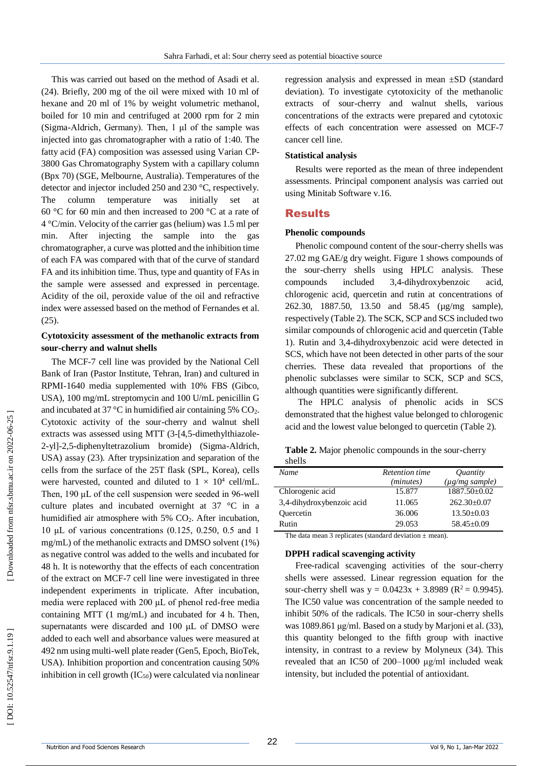This was carried out based on the method of Asadi et al. (24). Briefly, 200 mg of the oil were mixed with 10 ml of hexane and 20 ml of 1% by weight volumetric methanol, boiled for 10 min and centrifuged at 2000 rpm for 2 min (Sigma-Aldrich, Germany). Then, 1 µl of the sample was injected into gas chromatographer with a ratio of 1:40. The fatty acid (FA) composition was assessed using Varian CP-3800 Gas Chromatography System with a capillary column (Bpx 70) (SGE, Melbourne, Australia). Temperatures of the detector and injector included 250 and 230 °C, respectively. The column temperature was initially set at 60 °C for 60 min and then increased to 200 °C at a rate of 4 °C/min. Velocity of the carrier gas (helium) was 1.5 ml per min. After injecting the sample into the gas chromatographer, a curve was plotted and the inhibition time of each FA was compared with that of the curve of standard FA and its inhibition time. Thus, type and quantity of FAs in the sample were assessed and expressed in percentage. Acidity of the oil, peroxide value of the oil and refractive index were assessed based on the method of Fernandes et al. (25).

### Cytotoxicity assessment of the methanolic extracts from sour-cherry and walnut shells

The MCF-7 cell line was provided by the National Cell Bank of Iran (Pastor Institute, Tehran, Iran) and cultured in RPMI-1640 media supplemented with 10% FBS (Gibco, USA), 100 mg/mL streptomycin and 100 U/mL penicillin G and incubated at 37 °C in humidified air containing 5% $CO_2$. Cytotoxic activity of the sour-cherry and walnut shell extracts was assessed using MTT (3-[4,5-dimethylthiazole-2-yl]-2,5-diphenyltetrazolium bromide) (Sigma-Aldrich, USA) assay (23). After trypsinization and separation of the cells from the surface of the 25T flask (SPL, Korea), cells were harvested, counted and diluted to $1 \times 10^4$ cell/mL. Then, 190 µL of the cell suspension were seeded in 96-well culture plates and incubated overnight at 37 °C in a humidified air atmosphere with 5% $CO_2$. After incubation, 10 µL of various concentrations (0.125, 0.250, 0.5 and 1 mg/mL) of the methanolic extracts and DMSO solvent (1%) as negative control was added to the wells and incubated for 48 h. It is noteworthy that the effects of each concentration of the extract on MCF-7 cell line were investigated in three independent experiments in triplicate. After incubation, media were replaced with 200 µL of phenol red-free media containing MTT (1 mg/mL) and incubated for 4 h. Then, supernatants were discarded and 100 µL of DMSO were added to each well and absorbance values were measured at 492 nm using multi-well plate reader (Gen5, Epoch, BioTek, USA). Inhibition proportion and concentration causing 50% inhibition in cell growth ($IC_{50}$) were calculated via nonlinear regression analysis and expressed in mean ±SD (standard deviation). To investigate cytotoxicity of the methanolic extracts of sour-cherry and walnut shells, various concentrations of the extracts were prepared and cytotoxic effects of each concentration were assessed on MCF-7 cancer cell line.

### Statistical analysis

Results were reported as the mean of three independent assessments. Principal component analysis was carried out using Minitab Software v.16.

## Results

### Phenolic compounds

Phenolic compound content of the sour-cherry shells was 27.02 mg GAE/g dry weight. Figure 1 shows compounds of the sour-cherry shells using HPLC analysis. These compounds included 3,4-dihydroxybenzoic acid, chlorogenic acid, quercetin and rutin at concentrations of 262.30, 1887.50, 13.50 and 58.45 (µg/mg sample), respectively (Table 2). The SCK, SCP and SCS included two similar compounds of chlorogenic acid and quercetin (Table 1). Rutin and 3,4-dihydroxybenzoic acid were detected in SCS, which have not been detected in other parts of the sour cherries. These data revealed that proportions of the phenolic subclasses were similar to SCK, SCP and SCS, although quantities were significantly different.

The HPLC analysis of phenolic acids in SCS demonstrated that the highest value belonged to chlorogenic acid and the lowest value belonged to quercetin (Table 2).

**Table 2.** Major phenolic compounds in the sour-cherry shells

| *Name* | *Retention time (minutes)* | *Quantity (µg/mg sample)* |
|---|---|---|
| Chlorogenic acid | 15.877 | 1887.50±0.02 |
| 3,4-dihydroxybenzoic acid | 11.065 | 262.30±0.07 |
| Quercetin | 36.006 | 13.50±0.03 |
| Rutin | 29.053 | 58.45±0.09 |

The data mean 3 replicates (standard deviation ± mean).

### DPPH radical scavenging activity

Free-radical scavenging activities of the sour-cherry shells were assessed. Linear regression equation for the sour-cherry shell was $y = 0.0423x + 3.8989$ ($R^2 = 0.9945$). The IC50 value was concentration of the sample needed to inhibit 50% of the radicals. The IC50 in sour-cherry shells was 1089.861 µg/ml. Based on a study by Marjoni et al. (33), this quantity belonged to the fifth group with inactive intensity, in contrast to a review by Molyneux (34). This revealed that an IC50 of 200–1000 µg/ml included weak intensity, but included the potential of antioxidant.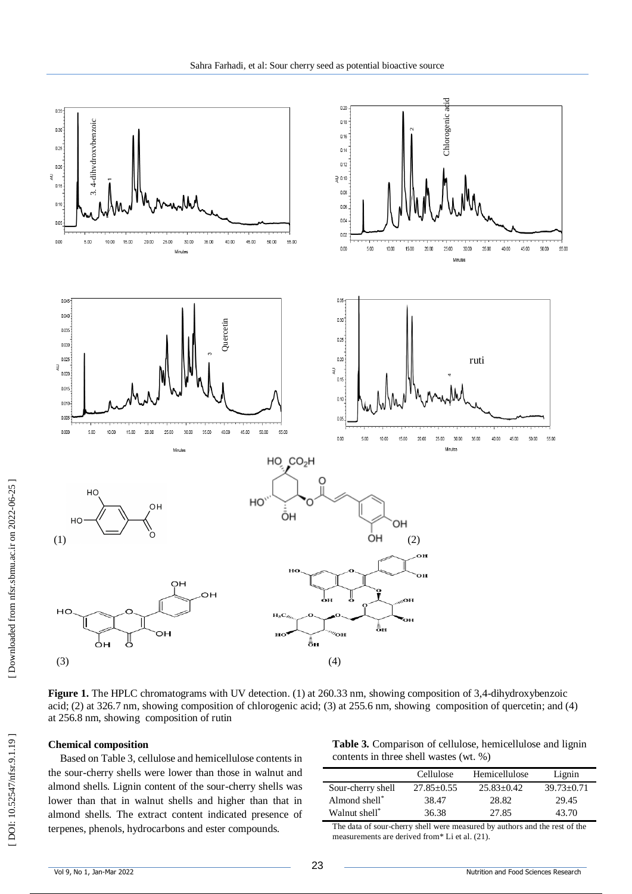**Figure 1.** The HPLC chromatograms with UV detection. (1) at 260.33 nm, showing composition of 3,4-dihydroxybenzoic acid; (2) at 326.7 nm, showing composition of chlorogenic acid; (3) at 255.6 nm, showing composition of quercetin; and (4) at 256.8 nm, showing composition of rutin

#### Chemical composition

Based on Table 3, cellulose and hemicellulose contents in the sour-cherry shells were lower than those in walnut and almond shells. Lignin content of the sour-cherry shells was lower than that in walnut shells and higher than that in almond shells. The extract content indicated presence of terpenes, phenols, hydrocarbons and ester compounds.

**Table 3.** Comparison of cellulose, hemicellulose and lignin contents in three shell wastes (wt. %)

| | Cellulose | Hemicellulose | Lignin |
|---|---|---|---|
| Sour-cherry shell | 27.85±0.55 | 25.83±0.42 | 39.73±0.71 |
| Almond shell* | 38.47 | 28.82 | 29.45 |
| Walnut shell* | 36.38 | 27.85 | 43.70 |

The data of sour-cherry shell were measured by authors and the rest of the measurements are derived from* Li et al. (21).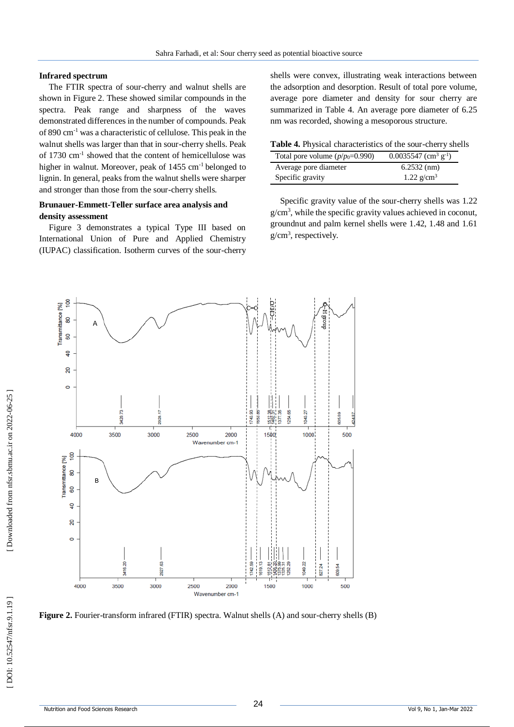### Infrared spectrum

The FTIR spectra of sour-cherry and walnut shells are shown in Figure 2. These showed similar compounds in the spectra. Peak range and sharpness of the waves demonstrated differences in the number of compounds. Peak of 890 $cm^{-1}$ was a characteristic of cellulose. This peak in the walnut shells was larger than that in sour-cherry shells. Peak of 1730 $cm^{-1}$ showed that the content of hemicellulose was higher in walnut. Moreover, peak of 1455 $cm^{-1}$ belonged to lignin. In general, peaks from the walnut shells were sharper and stronger than those from the sour-cherry shells.

### Brunauer-Emmett-Teller surface area analysis and density assessment

Figure 3 demonstrates a typical Type III based on International Union of Pure and Applied Chemistry (IUPAC) classification. Isotherm curves of the sour-cherry shells were convex, illustrating weak interactions between the adsorption and desorption. Result of total pore volume, average pore diameter and density for sour cherry are summarized in Table 4. An average pore diameter of 6.25 nm was recorded, showing a mesoporous structure.

**Table 4.** Physical characteristics of the sour-cherry shells

| Total pore volume ($p/p_0$=0.990) | 0.0035547 ($cm^3$ $g^{-1}$) |
|---|---|
| Average pore diameter | 6.2532 (nm) |
| Specific gravity | 1.22 $g/cm^3$ |

Specific gravity value of the sour-cherry shells was 1.22 $g/cm^3$, while the specific gravity values achieved in coconut, groundnut and palm kernel shells were 1.42, 1.48 and 1.61 $g/cm^3$, respectively.

**Figure 2.** Fourier-transform infrared (FTIR) spectra. Walnut shells (A) and sour-cherry shells (B)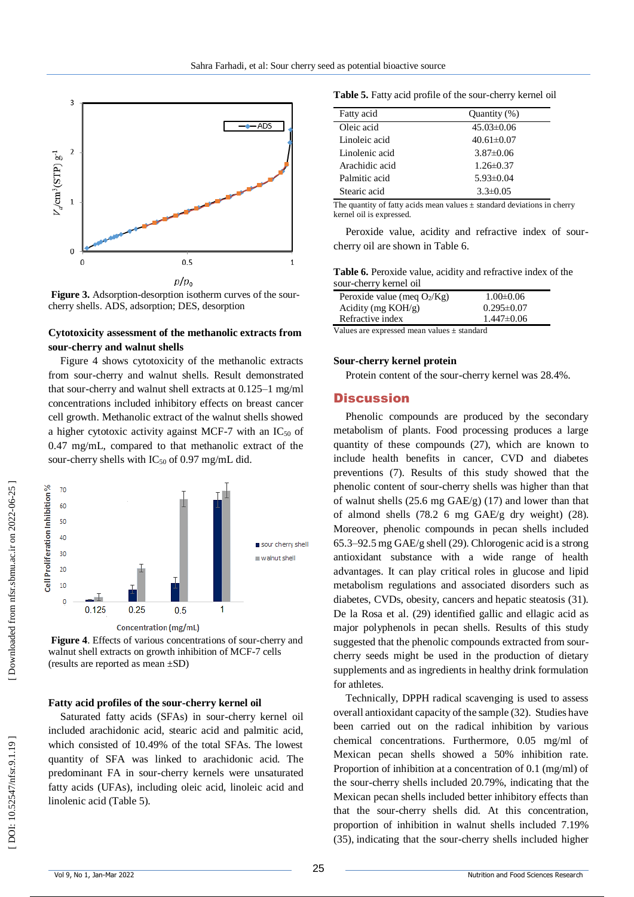Figure 3. Adsorption-desorption isotherm curves of the sour-cherry shells. ADS, adsorption; DES, desorption

### Cytotoxicity assessment of the methanolic extracts from sour-cherry and walnut shells

Figure 4 shows cytotoxicity of the methanolic extracts from sour-cherry and walnut shells. Result demonstrated that sour-cherry and walnut shell extracts at 0.125–1 mg/ml concentrations included inhibitory effects on breast cancer cell growth. Methanolic extract of the walnut shells showed a higher cytotoxic activity against MCF-7 with an $IC_{50}$ of 0.47 mg/mL, compared to that methanolic extract of the sour-cherry shells with $IC_{50}$ of 0.97 mg/mL did.

Figure 4. Effects of various concentrations of sour-cherry and walnut shell extracts on growth inhibition of MCF-7 cells (results are reported as mean ±SD)

### Fatty acid profiles of the sour-cherry kernel oil

Saturated fatty acids (SFAs) in sour-cherry kernel oil included arachidonic acid, stearic acid and palmitic acid, which consisted of 10.49% of the total SFAs. The lowest quantity of SFA was linked to arachidonic acid. The predominant FA in sour-cherry kernels were unsaturated fatty acids (UFAs), including oleic acid, linoleic acid and linolenic acid (Table 5).

**Table 5.** Fatty acid profile of the sour-cherry kernel oil

| Fatty acid | Quantity (%) |
|---|---|
| Oleic acid | 45.03±0.06 |
| Linoleic acid | 40.61±0.07 |
| Linolenic acid | 3.87±0.06 |
| Arachidic acid | 1.26±0.37 |
| Palmitic acid | 5.93±0.04 |
| Stearic acid | 3.3±0.05 |

The quantity of fatty acids mean values ± standard deviations in cherry kernel oil is expressed.

Peroxide value, acidity and refractive index of sour-cherry oil are shown in Table 6.

**Table 6.** Peroxide value, acidity and refractive index of the sour-cherry kernel oil

| | |
|---|---|
| Peroxide value (meq $O_2$/Kg) | 1.00±0.06 |
| Acidity (mg KOH/g) | 0.295±0.07 |
| Refractive index | 1.447±0.06 |

Values are expressed mean values ± standard

### Sour-cherry kernel protein

Protein content of the sour-cherry kernel was 28.4%.

## Discussion

Phenolic compounds are produced by the secondary metabolism of plants. Food processing produces a large quantity of these compounds (27), which are known to include health benefits in cancer, CVD and diabetes preventions (7). Results of this study showed that the phenolic content of sour-cherry shells was higher than that of walnut shells (25.6 mg GAE/g) (17) and lower than that of almond shells (78.2 6 mg GAE/g dry weight) (28). Moreover, phenolic compounds in pecan shells included 65.3–92.5 mg GAE/g shell (29). Chlorogenic acid is a strong antioxidant substance with a wide range of health advantages. It can play critical roles in glucose and lipid metabolism regulations and associated disorders such as diabetes, CVDs, obesity, cancers and hepatic steatosis (31). De la Rosa et al. (29) identified gallic and ellagic acid as major polyphenols in pecan shells. Results of this study suggested that the phenolic compounds extracted from sour-cherry seeds might be used in the production of dietary supplements and as ingredients in healthy drink formulation for athletes.

Technically, DPPH radical scavenging is used to assess overall antioxidant capacity of the sample (32). Studies have been carried out on the radical inhibition by various chemical concentrations. Furthermore, 0.05 mg/ml of Mexican pecan shells showed a 50% inhibition rate. Proportion of inhibition at a concentration of 0.1 (mg/ml) of the sour-cherry shells included 20.79%, indicating that the Mexican pecan shells included better inhibitory effects than that the sour-cherry shells did. At this concentration, proportion of inhibition in walnut shells included 7.19% (35), indicating that the sour-cherry shells included higher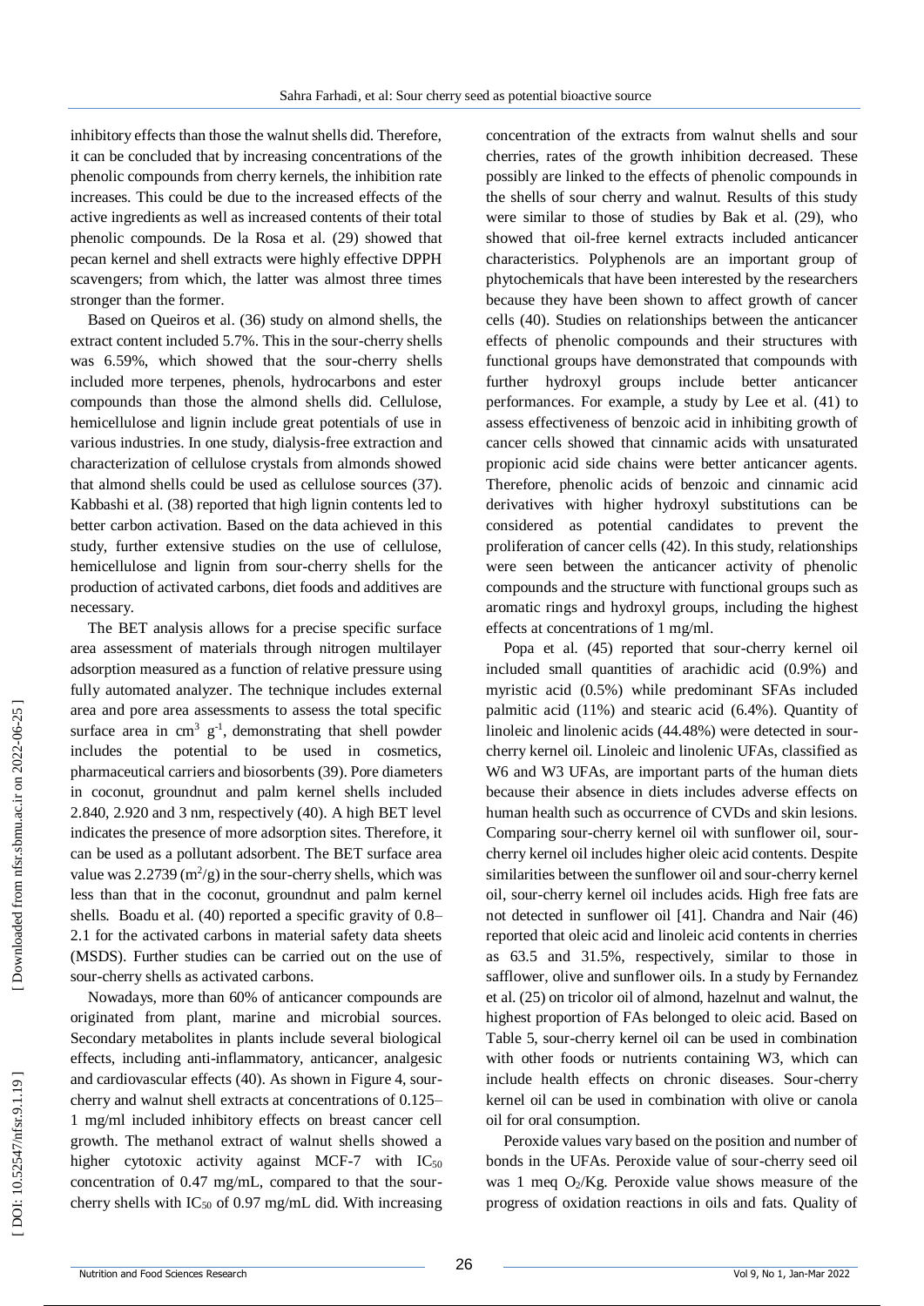inhibitory effects than those the walnut shells did. Therefore, it can be concluded that by increasing concentrations of the phenolic compounds from cherry kernels, the inhibition rate increases. This could be due to the increased effects of the active ingredients as well as increased contents of their total phenolic compounds. De la Rosa et al. (29) showed that pecan kernel and shell extracts were highly effective DPPH scavengers; from which, the latter was almost three times stronger than the former.

Based on Queiros et al. (36) study on almond shells, the extract content included 5.7%. This in the sour-cherry shells was 6.59%, which showed that the sour-cherry shells included more terpenes, phenols, hydrocarbons and ester compounds than those the almond shells did. Cellulose, hemicellulose and lignin include great potentials of use in various industries. In one study, dialysis-free extraction and characterization of cellulose crystals from almonds showed that almond shells could be used as cellulose sources (37). Kabbashi et al. (38) reported that high lignin contents led to better carbon activation. Based on the data achieved in this study, further extensive studies on the use of cellulose, hemicellulose and lignin from sour-cherry shells for the production of activated carbons, diet foods and additives are necessary.

The BET analysis allows for a precise specific surface area assessment of materials through nitrogen multilayer adsorption measured as a function of relative pressure using fully automated analyzer. The technique includes external area and pore area assessments to assess the total specific surface area in $cm^3$ $g^{-1}$, demonstrating that shell powder includes the potential to be used in cosmetics, pharmaceutical carriers and biosorbents (39). Pore diameters in coconut, groundnut and palm kernel shells included 2.840, 2.920 and 3 nm, respectively (40). A high BET level indicates the presence of more adsorption sites. Therefore, it can be used as a pollutant adsorbent. The BET surface area value was 2.2739 ($m^2$/g) in the sour-cherry shells, which was less than that in the coconut, groundnut and palm kernel shells. Boadu et al. (40) reported a specific gravity of 0.8–2.1 for the activated carbons in material safety data sheets (MSDS). Further studies can be carried out on the use of sour-cherry shells as activated carbons.

Nowadays, more than 60% of anticancer compounds are originated from plant, marine and microbial sources. Secondary metabolites in plants include several biological effects, including anti-inflammatory, anticancer, analgesic and cardiovascular effects (40). As shown in Figure 4, sour-cherry and walnut shell extracts at concentrations of 0.125–1 mg/ml included inhibitory effects on breast cancer cell growth. The methanol extract of walnut shells showed a higher cytotoxic activity against MCF-7 with $IC_{50}$ concentration of 0.47 mg/mL, compared to that the sour-cherry shells with $IC_{50}$ of 0.97 mg/mL did. With increasing concentration of the extracts from walnut shells and sour cherries, rates of the growth inhibition decreased. These possibly are linked to the effects of phenolic compounds in the shells of sour cherry and walnut. Results of this study were similar to those of studies by Bak et al. (29), who showed that oil-free kernel extracts included anticancer characteristics. Polyphenols are an important group of phytochemicals that have been interested by the researchers because they have been shown to affect growth of cancer cells (40). Studies on relationships between the anticancer effects of phenolic compounds and their structures with functional groups have demonstrated that compounds with further hydroxyl groups include better anticancer performances. For example, a study by Lee et al. (41) to assess effectiveness of benzoic acid in inhibiting growth of cancer cells showed that cinnamic acids with unsaturated propionic acid side chains were better anticancer agents. Therefore, phenolic acids of benzoic and cinnamic acid derivatives with higher hydroxyl substitutions can be considered as potential candidates to prevent the proliferation of cancer cells (42). In this study, relationships were seen between the anticancer activity of phenolic compounds and the structure with functional groups such as aromatic rings and hydroxyl groups, including the highest effects at concentrations of 1 mg/ml.

Popa et al. (45) reported that sour-cherry kernel oil included small quantities of arachidic acid (0.9%) and myristic acid (0.5%) while predominant SFAs included palmitic acid (11%) and stearic acid (6.4%). Quantity of linoleic and linolenic acids (44.48%) were detected in sour-cherry kernel oil. Linoleic and linolenic UFAs, classified as W6 and W3 UFAs, are important parts of the human diets because their absence in diets includes adverse effects on human health such as occurrence of CVDs and skin lesions. Comparing sour-cherry kernel oil with sunflower oil, sour-cherry kernel oil includes higher oleic acid contents. Despite similarities between the sunflower oil and sour-cherry kernel oil, sour-cherry kernel oil includes acids. High free fats are not detected in sunflower oil [41]. Chandra and Nair (46) reported that oleic acid and linoleic acid contents in cherries as 63.5 and 31.5%, respectively, similar to those in safflower, olive and sunflower oils. In a study by Fernandez et al. (25) on tricolor oil of almond, hazelnut and walnut, the highest proportion of FAs belonged to oleic acid. Based on Table 5, sour-cherry kernel oil can be used in combination with other foods or nutrients containing W3, which can include health effects on chronic diseases. Sour-cherry kernel oil can be used in combination with olive or canola oil for oral consumption.

Peroxide values vary based on the position and number of bonds in the UFAs. Peroxide value of sour-cherry seed oil was 1 meq $O_2$/Kg. Peroxide value shows measure of the progress of oxidation reactions in oils and fats. Quality of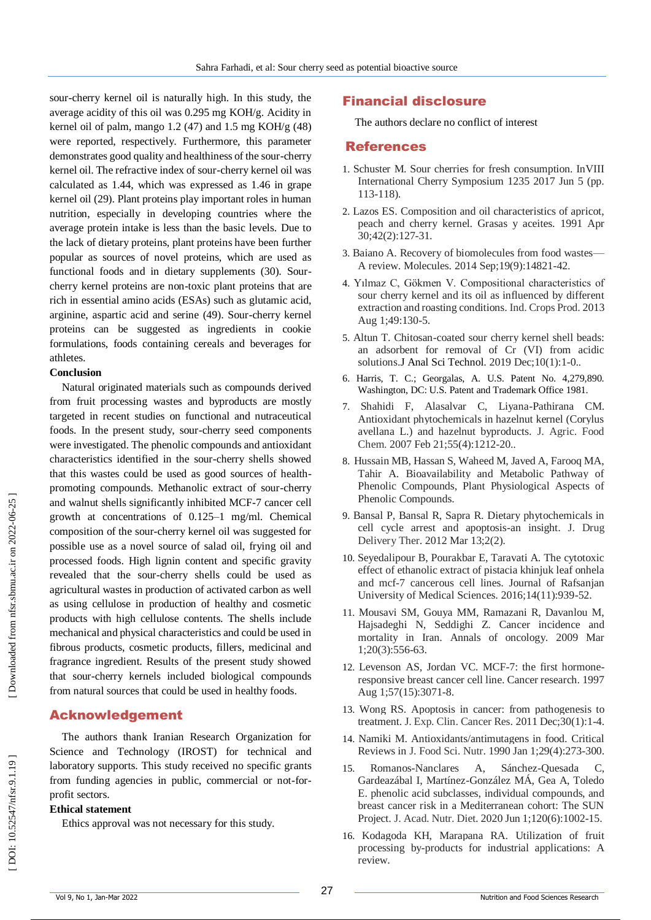sour-cherry kernel oil is naturally high. In this study, the average acidity of this oil was 0.295 mg KOH/g. Acidity in kernel oil of palm, mango 1.2 (47) and 1.5 mg KOH/g (48) were reported, respectively. Furthermore, this parameter demonstrates good quality and healthiness of the sour-cherry kernel oil. The refractive index of sour-cherry kernel oil was calculated as 1.44, which was expressed as 1.46 in grape kernel oil (29). Plant proteins play important roles in human nutrition, especially in developing countries where the average protein intake is less than the basic levels. Due to the lack of dietary proteins, plant proteins have been further popular as sources of novel proteins, which are used as functional foods and in dietary supplements (30). Sour-cherry kernel proteins are non-toxic plant proteins that are rich in essential amino acids (ESAs) such as glutamic acid, arginine, aspartic acid and serine (49). Sour-cherry kernel proteins can be suggested as ingredients in cookie formulations, foods containing cereals and beverages for athletes.

### Conclusion

Natural originated materials such as compounds derived from fruit processing wastes and byproducts are mostly targeted in recent studies on functional and nutraceutical foods. In the present study, sour-cherry seed components were investigated. The phenolic compounds and antioxidant characteristics identified in the sour-cherry shells showed that this wastes could be used as good sources of health-promoting compounds. Methanolic extract of sour-cherry and walnut shells significantly inhibited MCF-7 cancer cell growth at concentrations of 0.125–1 mg/ml. Chemical composition of the sour-cherry kernel oil was suggested for possible use as a novel source of salad oil, frying oil and processed foods. High lignin content and specific gravity revealed that the sour-cherry shells could be used as agricultural wastes in production of activated carbon as well as using cellulose in production of healthy and cosmetic products with high cellulose contents. The shells include mechanical and physical characteristics and could be used in fibrous products, cosmetic products, fillers, medicinal and fragrance ingredient. Results of the present study showed that sour-cherry kernels included biological compounds from natural sources that could be used in healthy foods.

## Acknowledgement

The authors thank Iranian Research Organization for Science and Technology (IROST) for technical and laboratory supports. This study received no specific grants from funding agencies in public, commercial or not-for-profit sectors.

### Ethical statement

Ethics approval was not necessary for this study.

## Financial disclosure

The authors declare no conflict of interest

## References

1. Schuster M. Sour cherries for fresh consumption. InVIII International Cherry Symposium 1235 2017 Jun 5 (pp. 113-118).
2. Lazos ES. Composition and oil characteristics of apricot, peach and cherry kernel. Grasas y aceites. 1991 Apr 30;42(2):127-31.
3. Baiano A. Recovery of biomolecules from food wastes—A review. Molecules. 2014 Sep;19(9):14821-42.
4. Yılmaz C, Gökmen V. Compositional characteristics of sour cherry kernel and its oil as influenced by different extraction and roasting conditions. Ind. Crops Prod. 2013 Aug 1;49:130-5.
5. Altun T. Chitosan-coated sour cherry kernel shell beads: an adsorbent for removal of Cr (VI) from acidic solutions.J Anal Sci Technol. 2019 Dec;10(1):1-0..
6. Harris, T. C.; Georgalas, A. U.S. Patent No. 4,279,890. Washington, DC: U.S. Patent and Trademark Office 1981.
7. Shahidi F, Alasalvar C, Liyana-Pathirana CM. Antioxidant phytochemicals in hazelnut kernel (Corylus avellana L.) and hazelnut byproducts. J. Agric. Food Chem. 2007 Feb 21;55(4):1212-20..
8. Hussain MB, Hassan S, Waheed M, Javed A, Farooq MA, Tahir A. Bioavailability and Metabolic Pathway of Phenolic Compounds, Plant Physiological Aspects of Phenolic Compounds.
9. Bansal P, Bansal R, Sapra R. Dietary phytochemicals in cell cycle arrest and apoptosis-an insight. J. Drug Delivery Ther. 2012 Mar 13;2(2).
10. Seyedalipour B, Pourakbar E, Taravati A. The cytotoxic effect of ethanolic extract of pistacia khinjuk leaf onhela and mcf-7 cancerous cell lines. Journal of Rafsanjan University of Medical Sciences. 2016;14(11):939-52.
11. Mousavi SM, Gouya MM, Ramazani R, Davanlou M, Hajsadeghi N, Seddighi Z. Cancer incidence and mortality in Iran. Annals of oncology. 2009 Mar 1;20(3):556-63.
12. Levenson AS, Jordan VC. MCF-7: the first hormone-responsive breast cancer cell line. Cancer research. 1997 Aug 1;57(15):3071-8.
13. Wong RS. Apoptosis in cancer: from pathogenesis to treatment. J. Exp. Clin. Cancer Res. 2011 Dec;30(1):1-4.
14. Namiki M. Antioxidants/antimutagens in food. Critical Reviews in J. Food Sci. Nutr. 1990 Jan 1;29(4):273-300.
15. Romanos-Nanclares A, Sánchez-Quesada C, Gardeazábal I, Martínez-González MÁ, Gea A, Toledo E. phenolic acid subclasses, individual compounds, and breast cancer risk in a Mediterranean cohort: The SUN Project. J. Acad. Nutr. Diet. 2020 Jun 1;120(6):1002-15.
16. Kodagoda KH, Marapana RA. Utilization of fruit processing by-products for industrial applications: A review.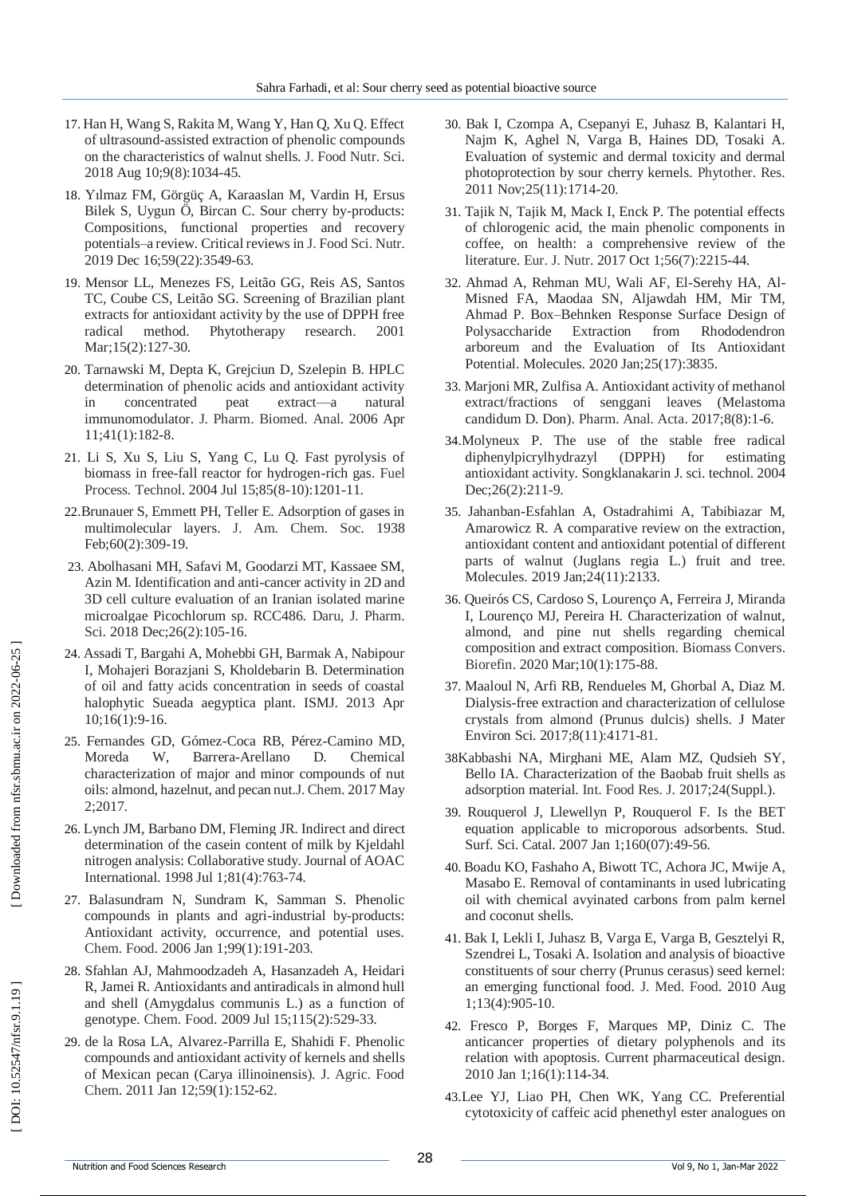17. Han H, Wang S, Rakita M, Wang Y, Han Q, Xu Q. Effect of ultrasound-assisted extraction of phenolic compounds on the characteristics of walnut shells. J. Food Nutr. Sci. 2018 Aug 10;9(8):1034-45.

18. Yılmaz FM, Görgüç A, Karaaslan M, Vardin H, Ersus Bilek S, Uygun Ö, Bircan C. Sour cherry by-products: Compositions, functional properties and recovery potentials–a review. Critical reviews in J. Food Sci. Nutr. 2019 Dec 16;59(22):3549-63.

19. Mensor LL, Menezes FS, Leitão GG, Reis AS, Santos TC, Coube CS, Leitão SG. Screening of Brazilian plant extracts for antioxidant activity by the use of DPPH free radical method. Phytotherapy research. 2001 Mar;15(2):127-30.

20. Tarnawski M, Depta K, Grejciun D, Szelepin B. HPLC determination of phenolic acids and antioxidant activity in concentrated peat extract—a natural immunomodulator. J. Pharm. Biomed. Anal. 2006 Apr 11;41(1):182-8.

21. Li S, Xu S, Liu S, Yang C, Lu Q. Fast pyrolysis of biomass in free-fall reactor for hydrogen-rich gas. Fuel Process. Technol. 2004 Jul 15;85(8-10):1201-11.

22. Brunauer S, Emmett PH, Teller E. Adsorption of gases in multimolecular layers. J. Am. Chem. Soc. 1938 Feb;60(2):309-19.

23. Abolhasani MH, Safavi M, Goodarzi MT, Kassaee SM, Azin M. Identification and anti-cancer activity in 2D and 3D cell culture evaluation of an Iranian isolated marine microalgae Picochlorum sp. RCC486. Daru, J. Pharm. Sci. 2018 Dec;26(2):105-16.

24. Assadi T, Bargahi A, Mohebbi GH, Barmak A, Nabipour I, Mohajeri Borazjani S, Kholdebarin B. Determination of oil and fatty acids concentration in seeds of coastal halophytic Sueada aegyptica plant. ISMJ. 2013 Apr 10;16(1):9-16.

25. Fernandes GD, Gómez-Coca RB, Pérez-Camino MD, Moreda W, Barrera-Arellano D. Chemical characterization of major and minor compounds of nut oils: almond, hazelnut, and pecan nut.J. Chem. 2017 May 2;2017.

26. Lynch JM, Barbano DM, Fleming JR. Indirect and direct determination of the casein content of milk by Kjeldahl nitrogen analysis: Collaborative study. Journal of AOAC International. 1998 Jul 1;81(4):763-74.

27. Balasundram N, Sundram K, Samman S. Phenolic compounds in plants and agri-industrial by-products: Antioxidant activity, occurrence, and potential uses. Chem. Food. 2006 Jan 1;99(1):191-203.

28. Sfahlan AJ, Mahmoodzadeh A, Hasanzadeh A, Heidari R, Jamei R. Antioxidants and antiradicals in almond hull and shell (Amygdalus communis L.) as a function of genotype. Chem. Food. 2009 Jul 15;115(2):529-33.

29. de la Rosa LA, Alvarez-Parrilla E, Shahidi F. Phenolic compounds and antioxidant activity of kernels and shells of Mexican pecan (Carya illinoinensis). J. Agric. Food Chem. 2011 Jan 12;59(1):152-62.

30. Bak I, Czompa A, Csepanyi E, Juhasz B, Kalantari H, Najm K, Aghel N, Varga B, Haines DD, Tosaki A. Evaluation of systemic and dermal toxicity and dermal photoprotection by sour cherry kernels. Phytother. Res. 2011 Nov;25(11):1714-20.

31. Tajik N, Tajik M, Mack I, Enck P. The potential effects of chlorogenic acid, the main phenolic components in coffee, on health: a comprehensive review of the literature. Eur. J. Nutr. 2017 Oct 1;56(7):2215-44.

32. Ahmad A, Rehman MU, Wali AF, El-Serehy HA, Al-Misned FA, Maodaa SN, Aljawdah HM, Mir TM, Ahmad P. Box–Behnken Response Surface Design of Polysaccharide Extraction from Rhododendron arboreum and the Evaluation of Its Antioxidant Potential. Molecules. 2020 Jan;25(17):3835.

33. Marjoni MR, Zulfisa A. Antioxidant activity of methanol extract/fractions of senggani leaves (Melastoma candidum D. Don). Pharm. Anal. Acta. 2017;8(8):1-6.

34. Molyneux P. The use of the stable free radical diphenylpicrylhydrazyl (DPPH) for estimating antioxidant activity. Songklanakarin J. sci. technol. 2004 Dec;26(2):211-9.

35. Jahanban-Esfahlan A, Ostadrahimi A, Tabibiazar M, Amarowicz R. A comparative review on the extraction, antioxidant content and antioxidant potential of different parts of walnut (Juglans regia L.) fruit and tree. Molecules. 2019 Jan;24(11):2133.

36. Queirós CS, Cardoso S, Lourenço A, Ferreira J, Miranda I, Lourenço MJ, Pereira H. Characterization of walnut, almond, and pine nut shells regarding chemical composition and extract composition. Biomass Convers. Biorefin. 2020 Mar;10(1):175-88.

37. Maaloul N, Arfi RB, Rendueles M, Ghorbal A, Diaz M. Dialysis-free extraction and characterization of cellulose crystals from almond (Prunus dulcis) shells. J Mater Environ Sci. 2017;8(11):4171-81.

38. Kabbashi NA, Mirghani ME, Alam MZ, Qudsieh SY, Bello IA. Characterization of the Baobab fruit shells as adsorption material. Int. Food Res. J. 2017;24(Suppl.).

39. Rouquerol J, Llewellyn P, Rouquerol F. Is the BET equation applicable to microporous adsorbents. Stud. Surf. Sci. Catal. 2007 Jan 1;160(07):49-56.

40. Boadu KO, Fashaho A, Biwott TC, Achora JC, Mwije A, Masabo E. Removal of contaminants in used lubricating oil with chemical avyinated carbons from palm kernel and coconut shells.

41. Bak I, Lekli I, Juhasz B, Varga E, Varga B, Gesztelyi R, Szendrei L, Tosaki A. Isolation and analysis of bioactive constituents of sour cherry (Prunus cerasus) seed kernel: an emerging functional food. J. Med. Food. 2010 Aug 1;13(4):905-10.

42. Fresco P, Borges F, Marques MP, Diniz C. The anticancer properties of dietary polyphenols and its relation with apoptosis. Current pharmaceutical design. 2010 Jan 1;16(1):114-34.

43. Lee YJ, Liao PH, Chen WK, Yang CC. Preferential cytotoxicity of caffeic acid phenethyl ester analogues on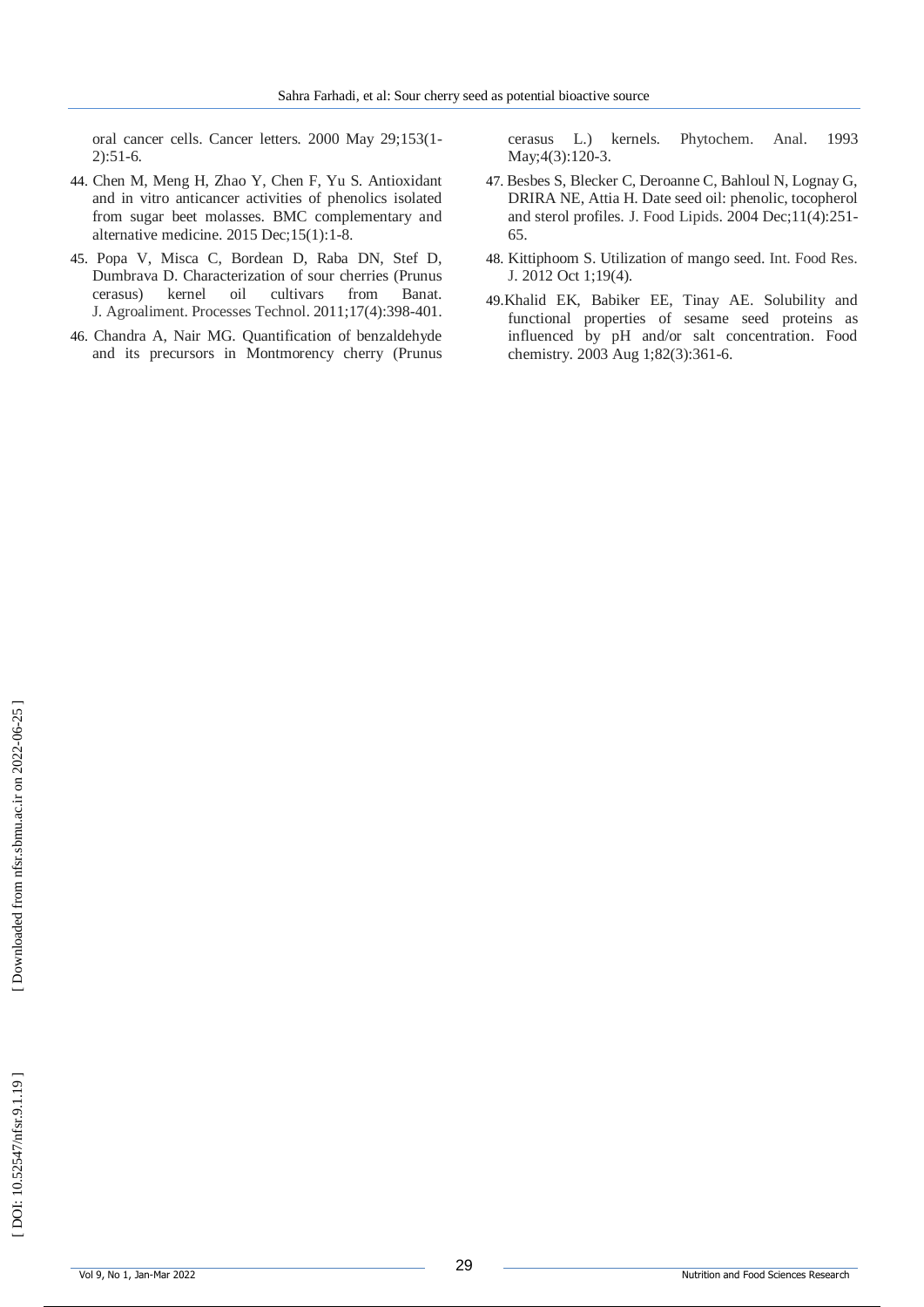oral cancer cells. Cancer letters. 2000 May 29;153(1-2):51-6.

44. Chen M, Meng H, Zhao Y, Chen F, Yu S. Antioxidant and in vitro anticancer activities of phenolics isolated from sugar beet molasses. BMC complementary and alternative medicine. 2015 Dec;15(1):1-8.

45. Popa V, Misca C, Bordean D, Raba DN, Stef D, Dumbrava D. Characterization of sour cherries (Prunus cerasus) kernel oil cultivars from Banat. J. Agroaliment. Processes Technol. 2011;17(4):398-401.

46. Chandra A, Nair MG. Quantification of benzaldehyde and its precursors in Montmorency cherry (Prunus cerasus L.) kernels. Phytochem. Anal. 1993 May;4(3):120-3.

47. Besbes S, Blecker C, Deroanne C, Bahloul N, Lognay G, DRIRA NE, Attia H. Date seed oil: phenolic, tocopherol and sterol profiles. J. Food Lipids. 2004 Dec;11(4):251-65.

48. Kittiphoom S. Utilization of mango seed. Int. Food Res. J. 2012 Oct 1;19(4).

49. Khalid EK, Babiker EE, Tinay AE. Solubility and functional properties of sesame seed proteins as influenced by pH and/or salt concentration. Food chemistry. 2003 Aug 1;82(3):361-6.